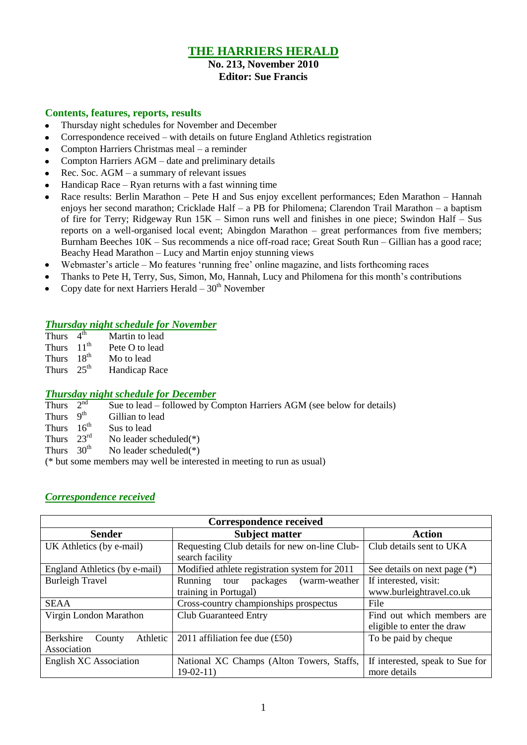# THE HARRIERS HERALD

**No. 213, November 2010**
**Editor: Sue Francis**

## Contents, features, reports, results

- Thursday night schedules for November and December
- Correspondence received – with details on future England Athletics registration
- Compton Harriers Christmas meal – a reminder
- Compton Harriers AGM – date and preliminary details
- Rec. Soc. AGM – a summary of relevant issues
- Handicap Race – Ryan returns with a fast winning time
- Race results: Berlin Marathon – Pete H and Sus enjoy excellent performances; Eden Marathon – Hannah enjoys her second marathon; Cricklade Half – a PB for Philomena; Clarendon Trail Marathon – a baptism of fire for Terry; Ridgeway Run 15K – Simon runs well and finishes in one piece; Swindon Half – Sus reports on a well-organised local event; Abingdon Marathon – great performances from five members; Burnham Beeches 10K – Sus recommends a nice off-road race; Great South Run – Gillian has a good race; Beachy Head Marathon – Lucy and Martin enjoy stunning views
- Webmaster's article – Mo features 'running free' online magazine, and lists forthcoming races
- Thanks to Pete H, Terry, Sus, Simon, Mo, Hannah, Lucy and Philomena for this month's contributions
- Copy date for next Harriers Herald – 30th November

## *Thursday night schedule for November*

Thurs 4th Martin to lead
Thurs 11th Pete O to lead
Thurs 18th Mo to lead
Thurs 25th Handicap Race

## *Thursday night schedule for December*

Thurs 2nd Sue to lead – followed by Compton Harriers AGM (see below for details)
Thurs 9th Gillian to lead
Thurs 16th Sus to lead
Thurs 23rd No leader scheduled(*)
Thurs 30th No leader scheduled(*)
(* but some members may well be interested in meeting to run as usual)

## *Correspondence received*

| Correspondence received | | |
|---|---|---|
| **Sender** | **Subject matter** | **Action** |
| UK Athletics (by e-mail) | Requesting Club details for new on-line Club-search facility | Club details sent to UKA |
| England Athletics (by e-mail) | Modified athlete registration system for 2011 | See details on next page (*) |
| Burleigh Travel | Running tour packages (warm-weather training in Portugal) | If interested, visit: www.burleightravel.co.uk |
| SEAA | Cross-country championships prospectus | File |
| Virgin London Marathon | Club Guaranteed Entry | Find out which members are eligible to enter the draw |
| Berkshire County Athletic Association | 2011 affiliation fee due (£50) | To be paid by cheque |
| English XC Association | National XC Champs (Alton Towers, Staffs, 19-02-11) | If interested, speak to Sue for more details |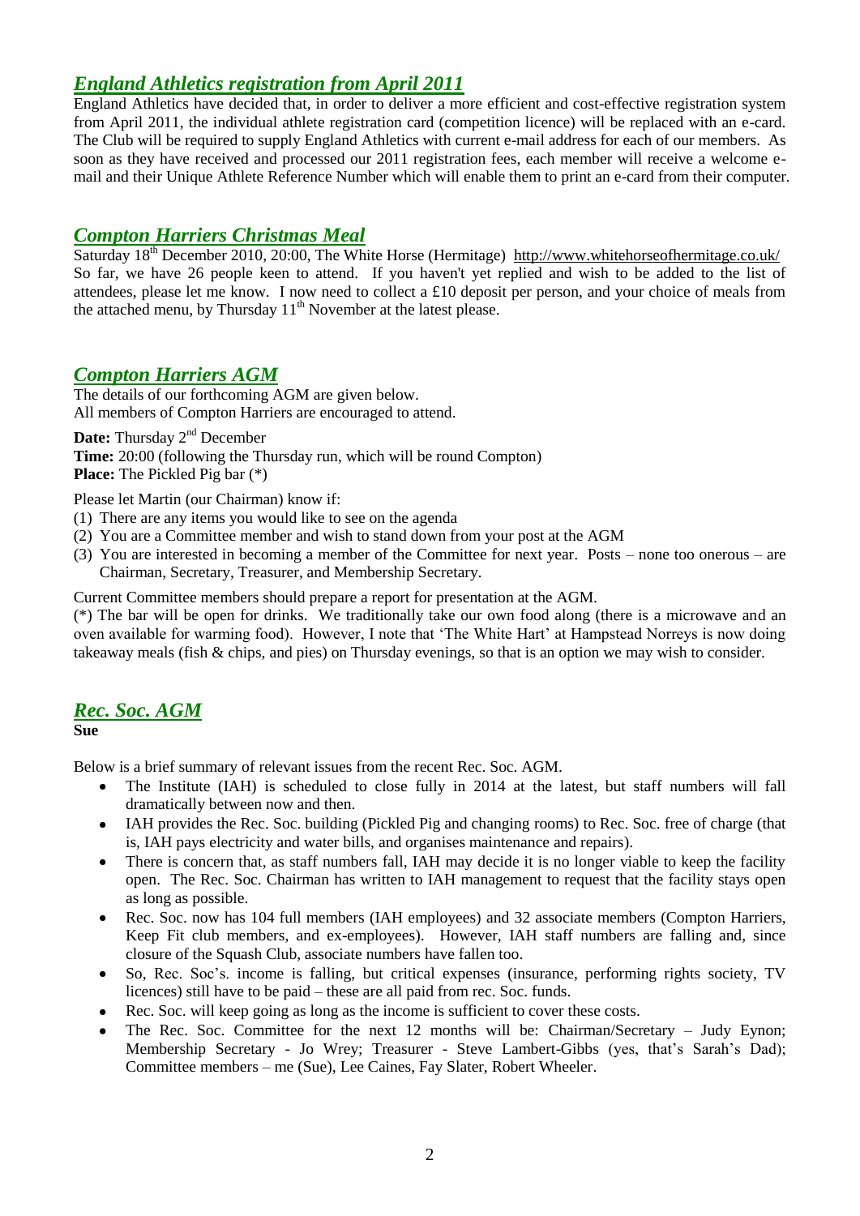## *England Athletics registration from April 2011*

England Athletics have decided that, in order to deliver a more efficient and cost-effective registration system from April 2011, the individual athlete registration card (competition licence) will be replaced with an e-card. The Club will be required to supply England Athletics with current e-mail address for each of our members. As soon as they have received and processed our 2011 registration fees, each member will receive a welcome e-mail and their Unique Athlete Reference Number which will enable them to print an e-card from their computer.

## *Compton Harriers Christmas Meal*

Saturday 18th December 2010, 20:00, The White Horse (Hermitage) http://www.whitehorseofhermitage.co.uk/
So far, we have 26 people keen to attend. If you haven't yet replied and wish to be added to the list of attendees, please let me know. I now need to collect a £10 deposit per person, and your choice of meals from the attached menu, by Thursday 11th November at the latest please.

## *Compton Harriers AGM*

The details of our forthcoming AGM are given below.
All members of Compton Harriers are encouraged to attend.

**Date:** Thursday 2nd December
**Time:** 20:00 (following the Thursday run, which will be round Compton)
**Place:** The Pickled Pig bar (*)

Please let Martin (our Chairman) know if:

(1) There are any items you would like to see on the agenda
(2) You are a Committee member and wish to stand down from your post at the AGM
(3) You are interested in becoming a member of the Committee for next year. Posts – none too onerous – are Chairman, Secretary, Treasurer, and Membership Secretary.

Current Committee members should prepare a report for presentation at the AGM.

(*) The bar will be open for drinks. We traditionally take our own food along (there is a microwave and an oven available for warming food). However, I note that 'The White Hart' at Hampstead Norreys is now doing takeaway meals (fish & chips, and pies) on Thursday evenings, so that is an option we may wish to consider.

## *Rec. Soc. AGM*

**Sue**

Below is a brief summary of relevant issues from the recent Rec. Soc. AGM.

- The Institute (IAH) is scheduled to close fully in 2014 at the latest, but staff numbers will fall dramatically between now and then.
- IAH provides the Rec. Soc. building (Pickled Pig and changing rooms) to Rec. Soc. free of charge (that is, IAH pays electricity and water bills, and organises maintenance and repairs).
- There is concern that, as staff numbers fall, IAH may decide it is no longer viable to keep the facility open. The Rec. Soc. Chairman has written to IAH management to request that the facility stays open as long as possible.
- Rec. Soc. now has 104 full members (IAH employees) and 32 associate members (Compton Harriers, Keep Fit club members, and ex-employees). However, IAH staff numbers are falling and, since closure of the Squash Club, associate numbers have fallen too.
- So, Rec. Soc's. income is falling, but critical expenses (insurance, performing rights society, TV licences) still have to be paid – these are all paid from rec. Soc. funds.
- Rec. Soc. will keep going as long as the income is sufficient to cover these costs.
- The Rec. Soc. Committee for the next 12 months will be: Chairman/Secretary – Judy Eynon; Membership Secretary - Jo Wrey; Treasurer - Steve Lambert-Gibbs (yes, that's Sarah's Dad); Committee members – me (Sue), Lee Caines, Fay Slater, Robert Wheeler.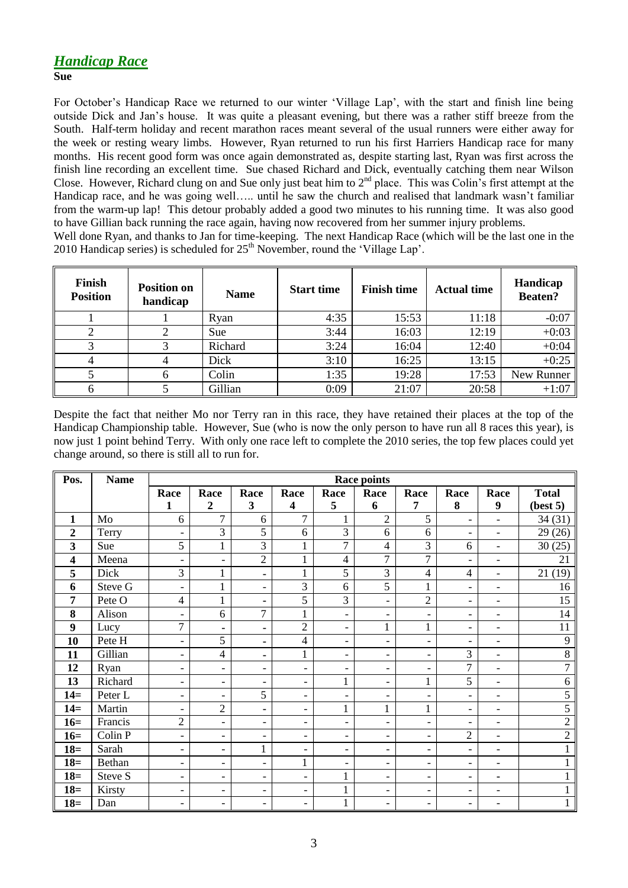## *Handicap Race*

**Sue**

For October's Handicap Race we returned to our winter 'Village Lap', with the start and finish line being outside Dick and Jan's house. It was quite a pleasant evening, but there was a rather stiff breeze from the South. Half-term holiday and recent marathon races meant several of the usual runners were either away for the week or resting weary limbs. However, Ryan returned to run his first Harriers Handicap race for many months. His recent good form was once again demonstrated as, despite starting last, Ryan was first across the finish line recording an excellent time. Sue chased Richard and Dick, eventually catching them near Wilson Close. However, Richard clung on and Sue only just beat him to 2nd place. This was Colin's first attempt at the Handicap race, and he was going well….. until he saw the church and realised that landmark wasn't familiar from the warm-up lap! This detour probably added a good two minutes to his running time. It was also good to have Gillian back running the race again, having now recovered from her summer injury problems.

Well done Ryan, and thanks to Jan for time-keeping. The next Handicap Race (which will be the last one in the 2010 Handicap series) is scheduled for 25th November, round the 'Village Lap'.

| Finish Position | Position on handicap | Name | Start time | Finish time | Actual time | Handicap Beaten? |
|---|---|---|---|---|---|---|
| 1 | 1 | Ryan | 4:35 | 15:53 | 11:18 | -0:07 |
| 2 | 2 | Sue | 3:44 | 16:03 | 12:19 | +0:03 |
| 3 | 3 | Richard | 3:24 | 16:04 | 12:40 | +0:04 |
| 4 | 4 | Dick | 3:10 | 16:25 | 13:15 | +0:25 |
| 5 | 6 | Colin | 1:35 | 19:28 | 17:53 | New Runner |
| 6 | 5 | Gillian | 0:09 | 21:07 | 20:58 | +1:07 |

Despite the fact that neither Mo nor Terry ran in this race, they have retained their places at the top of the Handicap Championship table. However, Sue (who is now the only person to have run all 8 races this year), is now just 1 point behind Terry. With only one race left to complete the 2010 series, the top few places could yet change around, so there is still all to run for.

| Pos. | Name | Race points | | | | | | | | | |
|---|---|---|---|---|---|---|---|---|---|---|---|
| | | Race 1 | Race 2 | Race 3 | Race 4 | Race 5 | Race 6 | Race 7 | Race 8 | Race 9 | Total (best 5) |
| **1** | Mo | 6 | 7 | 6 | 7 | 1 | 2 | 5 | - | - | 34 (31) |
| **2** | Terry | - | 3 | 5 | 6 | 3 | 6 | 6 | - | - | 29 (26) |
| **3** | Sue | 5 | 1 | 3 | 1 | 7 | 4 | 3 | 6 | - | 30 (25) |
| **4** | Meena | - | - | 2 | 1 | 4 | 7 | 7 | - | - | 21 |
| **5** | Dick | 3 | 1 | - | 1 | 5 | 3 | 4 | 4 | - | 21 (19) |
| **6** | Steve G | - | 1 | - | 3 | 6 | 5 | 1 | - | - | 16 |
| **7** | Pete O | 4 | 1 | - | 5 | 3 | - | 2 | - | - | 15 |
| **8** | Alison | - | 6 | 7 | 1 | - | - | - | - | - | 14 |
| **9** | Lucy | 7 | - | - | 2 | - | 1 | 1 | - | - | 11 |
| **10** | Pete H | - | 5 | - | 4 | - | - | - | - | - | 9 |
| **11** | Gillian | - | 4 | - | 1 | - | - | - | 3 | - | 8 |
| **12** | Ryan | - | - | - | - | - | - | - | 7 | - | 7 |
| **13** | Richard | - | - | - | - | 1 | - | 1 | 5 | - | 6 |
| **14=** | Peter L | - | - | 5 | - | - | - | - | - | - | 5 |
| **14=** | Martin | - | 2 | - | - | 1 | 1 | 1 | - | - | 5 |
| **16=** | Francis | 2 | - | - | - | - | - | - | - | - | 2 |
| **16=** | Colin P | - | - | - | - | - | - | - | 2 | - | 2 |
| **18=** | Sarah | - | - | 1 | - | - | - | - | - | - | 1 |
| **18=** | Bethan | - | - | - | 1 | - | - | - | - | - | 1 |
| **18=** | Steve S | - | - | - | - | 1 | - | - | - | - | 1 |
| **18=** | Kirsty | - | - | - | - | 1 | - | - | - | - | 1 |
| **18=** | Dan | - | - | - | - | 1 | - | - | - | - | 1 |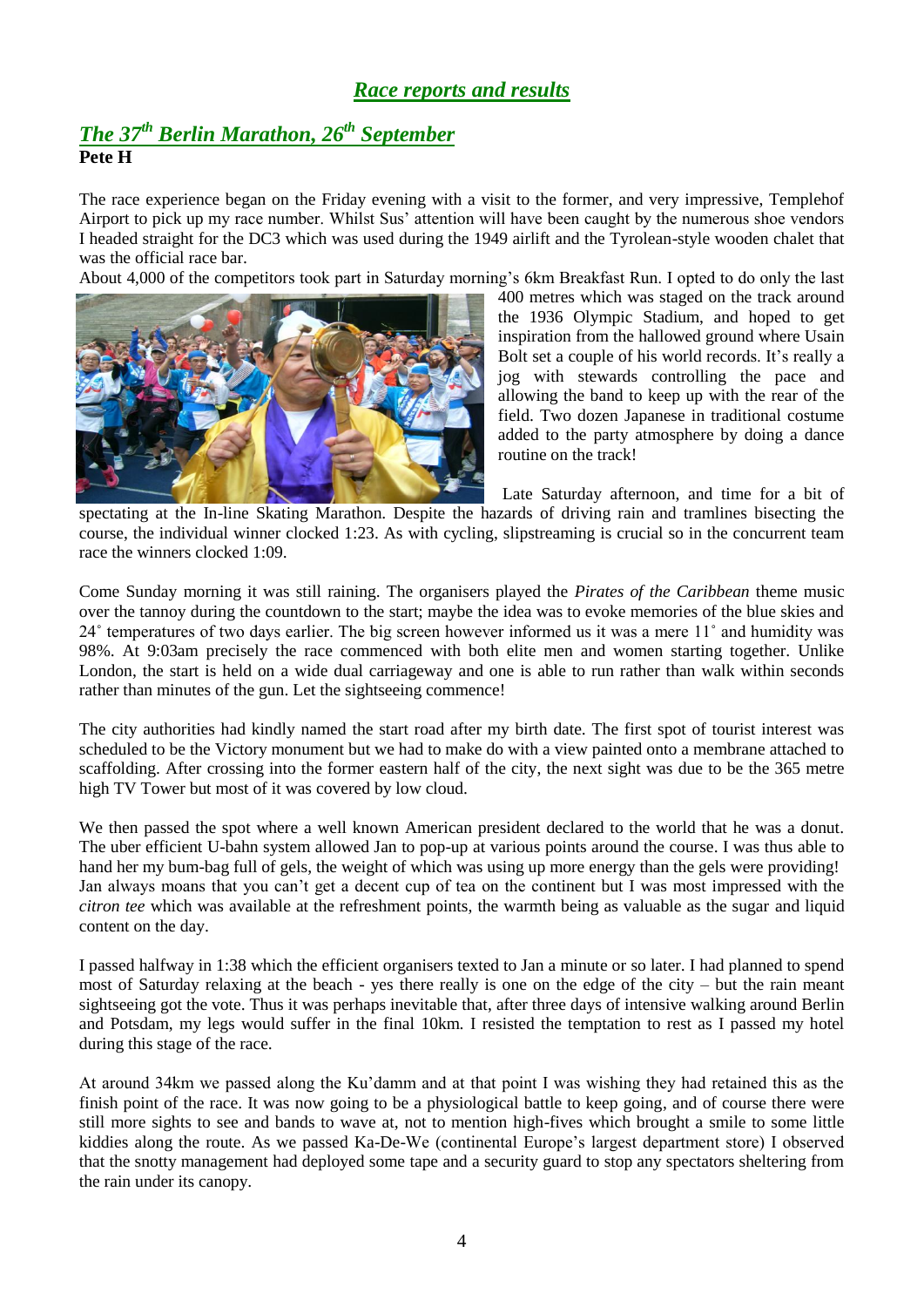## *Race reports and results*

### *The 37th Berlin Marathon, 26th September*

**Pete H**

The race experience began on the Friday evening with a visit to the former, and very impressive, Templehof Airport to pick up my race number. Whilst Sus' attention will have been caught by the numerous shoe vendors I headed straight for the DC3 which was used during the 1949 airlift and the Tyrolean-style wooden chalet that was the official race bar.

About 4,000 of the competitors took part in Saturday morning's 6km Breakfast Run. I opted to do only the last 400 metres which was staged on the track around the 1936 Olympic Stadium, and hoped to get inspiration from the hallowed ground where Usain Bolt set a couple of his world records. It's really a jog with stewards controlling the pace and allowing the band to keep up with the rear of the field. Two dozen Japanese in traditional costume added to the party atmosphere by doing a dance routine on the track!

Late Saturday afternoon, and time for a bit of spectating at the In-line Skating Marathon. Despite the hazards of driving rain and tramlines bisecting the course, the individual winner clocked 1:23. As with cycling, slipstreaming is crucial so in the concurrent team race the winners clocked 1:09.

Come Sunday morning it was still raining. The organisers played the *Pirates of the Caribbean* theme music over the tannoy during the countdown to the start; maybe the idea was to evoke memories of the blue skies and 24˚ temperatures of two days earlier. The big screen however informed us it was a mere 11˚ and humidity was 98%. At 9:03am precisely the race commenced with both elite men and women starting together. Unlike London, the start is held on a wide dual carriageway and one is able to run rather than walk within seconds rather than minutes of the gun. Let the sightseeing commence!

The city authorities had kindly named the start road after my birth date. The first spot of tourist interest was scheduled to be the Victory monument but we had to make do with a view painted onto a membrane attached to scaffolding. After crossing into the former eastern half of the city, the next sight was due to be the 365 metre high TV Tower but most of it was covered by low cloud.

We then passed the spot where a well known American president declared to the world that he was a donut. The uber efficient U-bahn system allowed Jan to pop-up at various points around the course. I was thus able to hand her my bum-bag full of gels, the weight of which was using up more energy than the gels were providing! Jan always moans that you can't get a decent cup of tea on the continent but I was most impressed with the *citron tee* which was available at the refreshment points, the warmth being as valuable as the sugar and liquid content on the day.

I passed halfway in 1:38 which the efficient organisers texted to Jan a minute or so later. I had planned to spend most of Saturday relaxing at the beach - yes there really is one on the edge of the city – but the rain meant sightseeing got the vote. Thus it was perhaps inevitable that, after three days of intensive walking around Berlin and Potsdam, my legs would suffer in the final 10km. I resisted the temptation to rest as I passed my hotel during this stage of the race.

At around 34km we passed along the Ku'damm and at that point I was wishing they had retained this as the finish point of the race. It was now going to be a physiological battle to keep going, and of course there were still more sights to see and bands to wave at, not to mention high-fives which brought a smile to some little kiddies along the route. As we passed Ka-De-We (continental Europe's largest department store) I observed that the snotty management had deployed some tape and a security guard to stop any spectators sheltering from the rain under its canopy.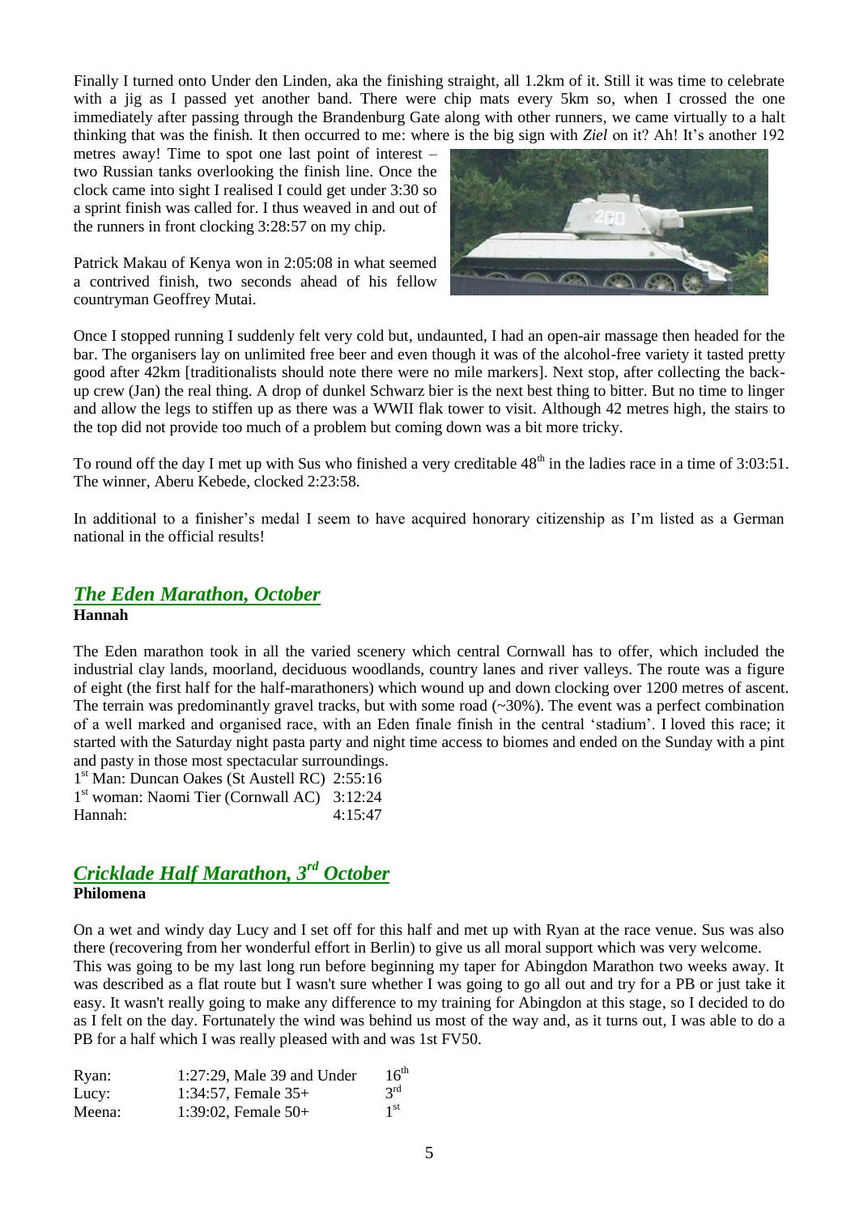Finally I turned onto Under den Linden, aka the finishing straight, all 1.2km of it. Still it was time to celebrate with a jig as I passed yet another band. There were chip mats every 5km so, when I crossed the one immediately after passing through the Brandenburg Gate along with other runners, we came virtually to a halt thinking that was the finish. It then occurred to me: where is the big sign with *Ziel* on it? Ah! It's another 192 metres away! Time to spot one last point of interest – two Russian tanks overlooking the finish line. Once the clock came into sight I realised I could get under 3:30 so a sprint finish was called for. I thus weaved in and out of the runners in front clocking 3:28:57 on my chip.

Patrick Makau of Kenya won in 2:05:08 in what seemed a contrived finish, two seconds ahead of his fellow countryman Geoffrey Mutai.

Once I stopped running I suddenly felt very cold but, undaunted, I had an open-air massage then headed for the bar. The organisers lay on unlimited free beer and even though it was of the alcohol-free variety it tasted pretty good after 42km [traditionalists should note there were no mile markers]. Next stop, after collecting the back-up crew (Jan) the real thing. A drop of dunkel Schwarz bier is the next best thing to bitter. But no time to linger and allow the legs to stiffen up as there was a WWII flak tower to visit. Although 42 metres high, the stairs to the top did not provide too much of a problem but coming down was a bit more tricky.

To round off the day I met up with Sus who finished a very creditable 48th in the ladies race in a time of 3:03:51. The winner, Aberu Kebede, clocked 2:23:58.

In additional to a finisher's medal I seem to have acquired honorary citizenship as I'm listed as a German national in the official results!

## *The Eden Marathon, October*

**Hannah**

The Eden marathon took in all the varied scenery which central Cornwall has to offer, which included the industrial clay lands, moorland, deciduous woodlands, country lanes and river valleys. The route was a figure of eight (the first half for the half-marathoners) which wound up and down clocking over 1200 metres of ascent. The terrain was predominantly gravel tracks, but with some road (~30%). The event was a perfect combination of a well marked and organised race, with an Eden finale finish in the central 'stadium'. I loved this race; it started with the Saturday night pasta party and night time access to biomes and ended on the Sunday with a pint and pasty in those most spectacular surroundings.

| | |
|---|---|
| 1st Man: Duncan Oakes (St Austell RC) | 2:55:16 |
| 1st woman: Naomi Tier (Cornwall AC) | 3:12:24 |
| Hannah: | 4:15:47 |

## *Cricklade Half Marathon, 3rd October*

**Philomena**

On a wet and windy day Lucy and I set off for this half and met up with Ryan at the race venue. Sus was also there (recovering from her wonderful effort in Berlin) to give us all moral support which was very welcome.
This was going to be my last long run before beginning my taper for Abingdon Marathon two weeks away. It was described as a flat route but I wasn't sure whether I was going to go all out and try for a PB or just take it easy. It wasn't really going to make any difference to my training for Abingdon at this stage, so I decided to do as I felt on the day. Fortunately the wind was behind us most of the way and, as it turns out, I was able to do a PB for a half which I was really pleased with and was 1st FV50.

| | | |
|---|---|---|
| Ryan: | 1:27:29, Male 39 and Under | 16th |
| Lucy: | 1:34:57, Female 35+ | 3rd |
| Meena: | 1:39:02, Female 50+ | 1st |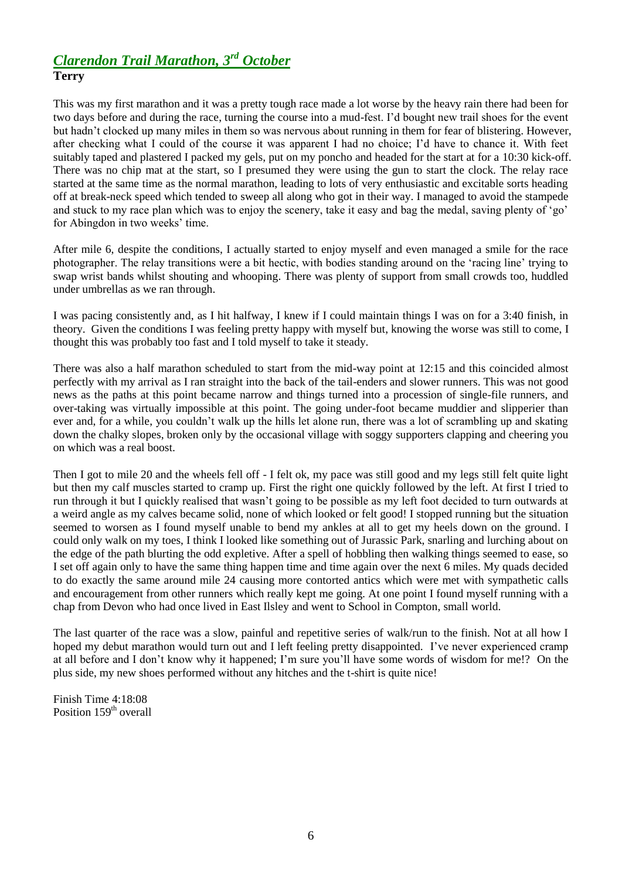## *Clarendon Trail Marathon, 3rd October*

**Terry**

This was my first marathon and it was a pretty tough race made a lot worse by the heavy rain there had been for two days before and during the race, turning the course into a mud-fest. I'd bought new trail shoes for the event but hadn't clocked up many miles in them so was nervous about running in them for fear of blistering. However, after checking what I could of the course it was apparent I had no choice; I'd have to chance it. With feet suitably taped and plastered I packed my gels, put on my poncho and headed for the start at for a 10:30 kick-off. There was no chip mat at the start, so I presumed they were using the gun to start the clock. The relay race started at the same time as the normal marathon, leading to lots of very enthusiastic and excitable sorts heading off at break-neck speed which tended to sweep all along who got in their way. I managed to avoid the stampede and stuck to my race plan which was to enjoy the scenery, take it easy and bag the medal, saving plenty of 'go' for Abingdon in two weeks' time.

After mile 6, despite the conditions, I actually started to enjoy myself and even managed a smile for the race photographer. The relay transitions were a bit hectic, with bodies standing around on the 'racing line' trying to swap wrist bands whilst shouting and whooping. There was plenty of support from small crowds too, huddled under umbrellas as we ran through.

I was pacing consistently and, as I hit halfway, I knew if I could maintain things I was on for a 3:40 finish, in theory. Given the conditions I was feeling pretty happy with myself but, knowing the worse was still to come, I thought this was probably too fast and I told myself to take it steady.

There was also a half marathon scheduled to start from the mid-way point at 12:15 and this coincided almost perfectly with my arrival as I ran straight into the back of the tail-enders and slower runners. This was not good news as the paths at this point became narrow and things turned into a procession of single-file runners, and over-taking was virtually impossible at this point. The going under-foot became muddier and slipperier than ever and, for a while, you couldn't walk up the hills let alone run, there was a lot of scrambling up and skating down the chalky slopes, broken only by the occasional village with soggy supporters clapping and cheering you on which was a real boost.

Then I got to mile 20 and the wheels fell off - I felt ok, my pace was still good and my legs still felt quite light but then my calf muscles started to cramp up. First the right one quickly followed by the left. At first I tried to run through it but I quickly realised that wasn't going to be possible as my left foot decided to turn outwards at a weird angle as my calves became solid, none of which looked or felt good! I stopped running but the situation seemed to worsen as I found myself unable to bend my ankles at all to get my heels down on the ground. I could only walk on my toes, I think I looked like something out of Jurassic Park, snarling and lurching about on the edge of the path blurting the odd expletive. After a spell of hobbling then walking things seemed to ease, so I set off again only to have the same thing happen time and time again over the next 6 miles. My quads decided to do exactly the same around mile 24 causing more contorted antics which were met with sympathetic calls and encouragement from other runners which really kept me going. At one point I found myself running with a chap from Devon who had once lived in East Ilsley and went to School in Compton, small world.

The last quarter of the race was a slow, painful and repetitive series of walk/run to the finish. Not at all how I hoped my debut marathon would turn out and I left feeling pretty disappointed. I've never experienced cramp at all before and I don't know why it happened; I'm sure you'll have some words of wisdom for me!? On the plus side, my new shoes performed without any hitches and the t-shirt is quite nice!

Finish Time 4:18:08
Position 159th overall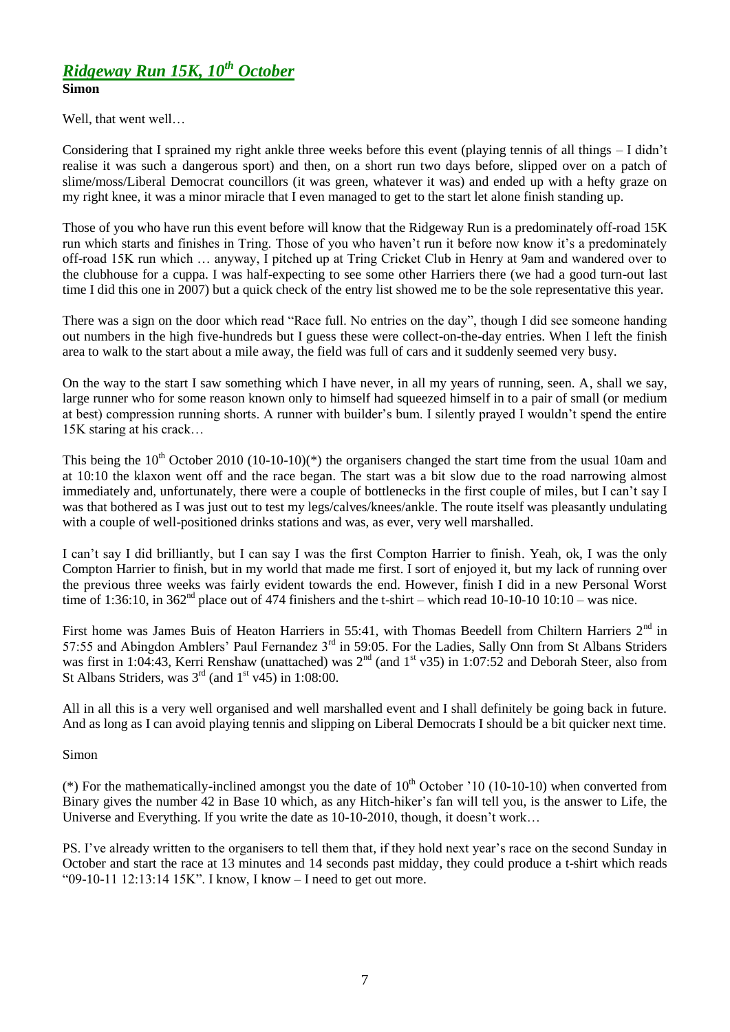## *Ridgeway Run 15K, 10th October*

**Simon**

Well, that went well…

Considering that I sprained my right ankle three weeks before this event (playing tennis of all things – I didn't realise it was such a dangerous sport) and then, on a short run two days before, slipped over on a patch of slime/moss/Liberal Democrat councillors (it was green, whatever it was) and ended up with a hefty graze on my right knee, it was a minor miracle that I even managed to get to the start let alone finish standing up.

Those of you who have run this event before will know that the Ridgeway Run is a predominately off-road 15K run which starts and finishes in Tring. Those of you who haven't run it before now know it's a predominately off-road 15K run which … anyway, I pitched up at Tring Cricket Club in Henry at 9am and wandered over to the clubhouse for a cuppa. I was half-expecting to see some other Harriers there (we had a good turn-out last time I did this one in 2007) but a quick check of the entry list showed me to be the sole representative this year.

There was a sign on the door which read "Race full. No entries on the day", though I did see someone handing out numbers in the high five-hundreds but I guess these were collect-on-the-day entries. When I left the finish area to walk to the start about a mile away, the field was full of cars and it suddenly seemed very busy.

On the way to the start I saw something which I have never, in all my years of running, seen. A, shall we say, large runner who for some reason known only to himself had squeezed himself in to a pair of small (or medium at best) compression running shorts. A runner with builder's bum. I silently prayed I wouldn't spend the entire 15K staring at his crack…

This being the 10th October 2010 (10-10-10)(*) the organisers changed the start time from the usual 10am and at 10:10 the klaxon went off and the race began. The start was a bit slow due to the road narrowing almost immediately and, unfortunately, there were a couple of bottlenecks in the first couple of miles, but I can't say I was that bothered as I was just out to test my legs/calves/knees/ankle. The route itself was pleasantly undulating with a couple of well-positioned drinks stations and was, as ever, very well marshalled.

I can't say I did brilliantly, but I can say I was the first Compton Harrier to finish. Yeah, ok, I was the only Compton Harrier to finish, but in my world that made me first. I sort of enjoyed it, but my lack of running over the previous three weeks was fairly evident towards the end. However, finish I did in a new Personal Worst time of 1:36:10, in 362nd place out of 474 finishers and the t-shirt – which read 10-10-10 10:10 – was nice.

First home was James Buis of Heaton Harriers in 55:41, with Thomas Beedell from Chiltern Harriers 2nd in 57:55 and Abingdon Amblers' Paul Fernandez 3rd in 59:05. For the Ladies, Sally Onn from St Albans Striders was first in 1:04:43, Kerri Renshaw (unattached) was 2nd (and 1st v35) in 1:07:52 and Deborah Steer, also from St Albans Striders, was 3rd (and 1st v45) in 1:08:00.

All in all this is a very well organised and well marshalled event and I shall definitely be going back in future. And as long as I can avoid playing tennis and slipping on Liberal Democrats I should be a bit quicker next time.

Simon

(*) For the mathematically-inclined amongst you the date of 10th October '10 (10-10-10) when converted from Binary gives the number 42 in Base 10 which, as any Hitch-hiker's fan will tell you, is the answer to Life, the Universe and Everything. If you write the date as 10-10-2010, though, it doesn't work…

PS. I've already written to the organisers to tell them that, if they hold next year's race on the second Sunday in October and start the race at 13 minutes and 14 seconds past midday, they could produce a t-shirt which reads "09-10-11 12:13:14 15K". I know, I know – I need to get out more.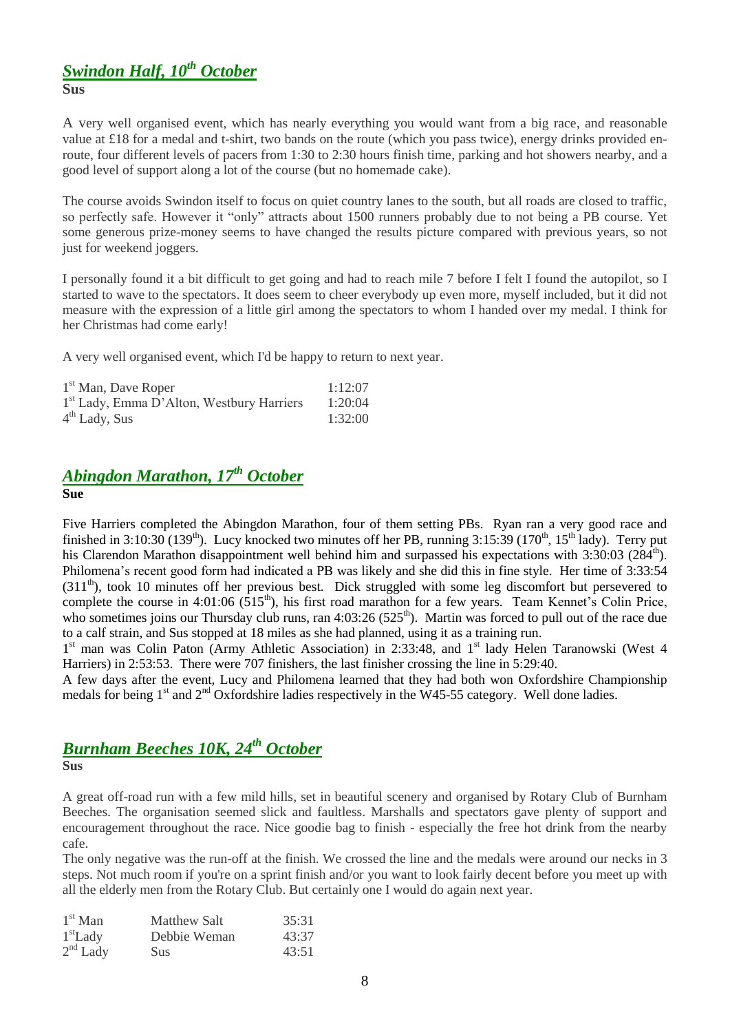## *Swindon Half, 10th October*

**Sus**

A very well organised event, which has nearly everything you would want from a big race, and reasonable value at £18 for a medal and t-shirt, two bands on the route (which you pass twice), energy drinks provided en-route, four different levels of pacers from 1:30 to 2:30 hours finish time, parking and hot showers nearby, and a good level of support along a lot of the course (but no homemade cake).

The course avoids Swindon itself to focus on quiet country lanes to the south, but all roads are closed to traffic, so perfectly safe. However it "only" attracts about 1500 runners probably due to not being a PB course. Yet some generous prize-money seems to have changed the results picture compared with previous years, so not just for weekend joggers.

I personally found it a bit difficult to get going and had to reach mile 7 before I felt I found the autopilot, so I started to wave to the spectators. It does seem to cheer everybody up even more, myself included, but it did not measure with the expression of a little girl among the spectators to whom I handed over my medal. I think for her Christmas had come early!

A very well organised event, which I'd be happy to return to next year.

| | |
|---|---|
| 1st Man, Dave Roper | 1:12:07 |
| 1st Lady, Emma D'Alton, Westbury Harriers | 1:20:04 |
| 4th Lady, Sus | 1:32:00 |

## *Abingdon Marathon, 17th October*

**Sue**

Five Harriers completed the Abingdon Marathon, four of them setting PBs. Ryan ran a very good race and finished in 3:10:30 (139th). Lucy knocked two minutes off her PB, running 3:15:39 (170th, 15th lady). Terry put his Clarendon Marathon disappointment well behind him and surpassed his expectations with 3:30:03 (284th). Philomena's recent good form had indicated a PB was likely and she did this in fine style. Her time of 3:33:54 (311th), took 10 minutes off her previous best. Dick struggled with some leg discomfort but persevered to complete the course in 4:01:06 (515th), his first road marathon for a few years. Team Kennet's Colin Price, who sometimes joins our Thursday club runs, ran 4:03:26 (525th). Martin was forced to pull out of the race due to a calf strain, and Sus stopped at 18 miles as she had planned, using it as a training run.

1st man was Colin Paton (Army Athletic Association) in 2:33:48, and 1st lady Helen Taranowski (West 4 Harriers) in 2:53:53. There were 707 finishers, the last finisher crossing the line in 5:29:40.

A few days after the event, Lucy and Philomena learned that they had both won Oxfordshire Championship medals for being 1st and 2nd Oxfordshire ladies respectively in the W45-55 category. Well done ladies.

## *Burnham Beeches 10K, 24th October*

**Sus**

A great off-road run with a few mild hills, set in beautiful scenery and organised by Rotary Club of Burnham Beeches. The organisation seemed slick and faultless. Marshalls and spectators gave plenty of support and encouragement throughout the race. Nice goodie bag to finish - especially the free hot drink from the nearby cafe.

The only negative was the run-off at the finish. We crossed the line and the medals were around our necks in 3 steps. Not much room if you're on a sprint finish and/or you want to look fairly decent before you meet up with all the elderly men from the Rotary Club. But certainly one I would do again next year.

| | | |
|---|---|---|
| 1st Man | Matthew Salt | 35:31 |
| 1st Lady | Debbie Weman | 43:37 |
| 2nd Lady | Sus | 43:51 |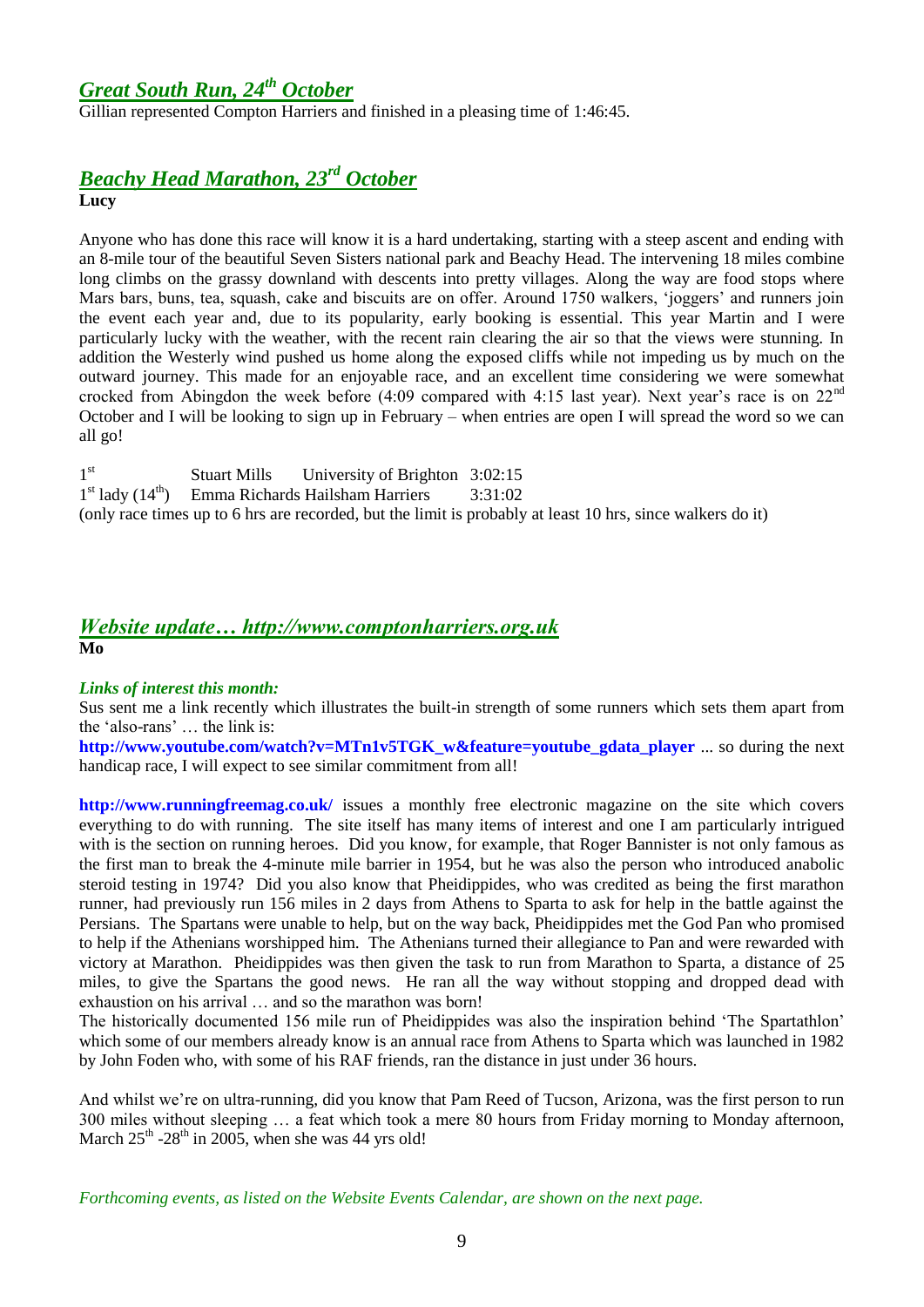## ***Great South Run, 24th October***

Gillian represented Compton Harriers and finished in a pleasing time of 1:46:45.

## ***Beachy Head Marathon, 23rd October***

**Lucy**

Anyone who has done this race will know it is a hard undertaking, starting with a steep ascent and ending with an 8-mile tour of the beautiful Seven Sisters national park and Beachy Head. The intervening 18 miles combine long climbs on the grassy downland with descents into pretty villages. Along the way are food stops where Mars bars, buns, tea, squash, cake and biscuits are on offer. Around 1750 walkers, 'joggers' and runners join the event each year and, due to its popularity, early booking is essential. This year Martin and I were particularly lucky with the weather, with the recent rain clearing the air so that the views were stunning. In addition the Westerly wind pushed us home along the exposed cliffs while not impeding us by much on the outward journey. This made for an enjoyable race, and an excellent time considering we were somewhat crocked from Abingdon the week before (4:09 compared with 4:15 last year). Next year's race is on 22nd October and I will be looking to sign up in February – when entries are open I will spread the word so we can all go!

| | | | |
|---|---|---|---|
| 1st | Stuart Mills | University of Brighton | 3:02:15 |
| 1st lady (14th) | Emma Richards | Hailsham Harriers | 3:31:02 |

(only race times up to 6 hrs are recorded, but the limit is probably at least 10 hrs, since walkers do it)

## ***Website update… http://www.comptonharriers.org.uk***

**Mo**

***Links of interest this month:***

Sus sent me a link recently which illustrates the built-in strength of some runners which sets them apart from the 'also-rans' … the link is:

**http://www.youtube.com/watch?v=MTn1v5TGK_w&feature=youtube_gdata_player** ... so during the next handicap race, I will expect to see similar commitment from all!

**http://www.runningfreemag.co.uk/** issues a monthly free electronic magazine on the site which covers everything to do with running. The site itself has many items of interest and one I am particularly intrigued with is the section on running heroes. Did you know, for example, that Roger Bannister is not only famous as the first man to break the 4-minute mile barrier in 1954, but he was also the person who introduced anabolic steroid testing in 1974? Did you also know that Pheidippides, who was credited as being the first marathon runner, had previously run 156 miles in 2 days from Athens to Sparta to ask for help in the battle against the Persians. The Spartans were unable to help, but on the way back, Pheidippides met the God Pan who promised to help if the Athenians worshipped him. The Athenians turned their allegiance to Pan and were rewarded with victory at Marathon. Pheidippides was then given the task to run from Marathon to Sparta, a distance of 25 miles, to give the Spartans the good news. He ran all the way without stopping and dropped dead with exhaustion on his arrival … and so the marathon was born!

The historically documented 156 mile run of Pheidippides was also the inspiration behind 'The Spartathlon' which some of our members already know is an annual race from Athens to Sparta which was launched in 1982 by John Foden who, with some of his RAF friends, ran the distance in just under 36 hours.

And whilst we're on ultra-running, did you know that Pam Reed of Tucson, Arizona, was the first person to run 300 miles without sleeping … a feat which took a mere 80 hours from Friday morning to Monday afternoon, March 25th -28th in 2005, when she was 44 yrs old!

*Forthcoming events, as listed on the Website Events Calendar, are shown on the next page.*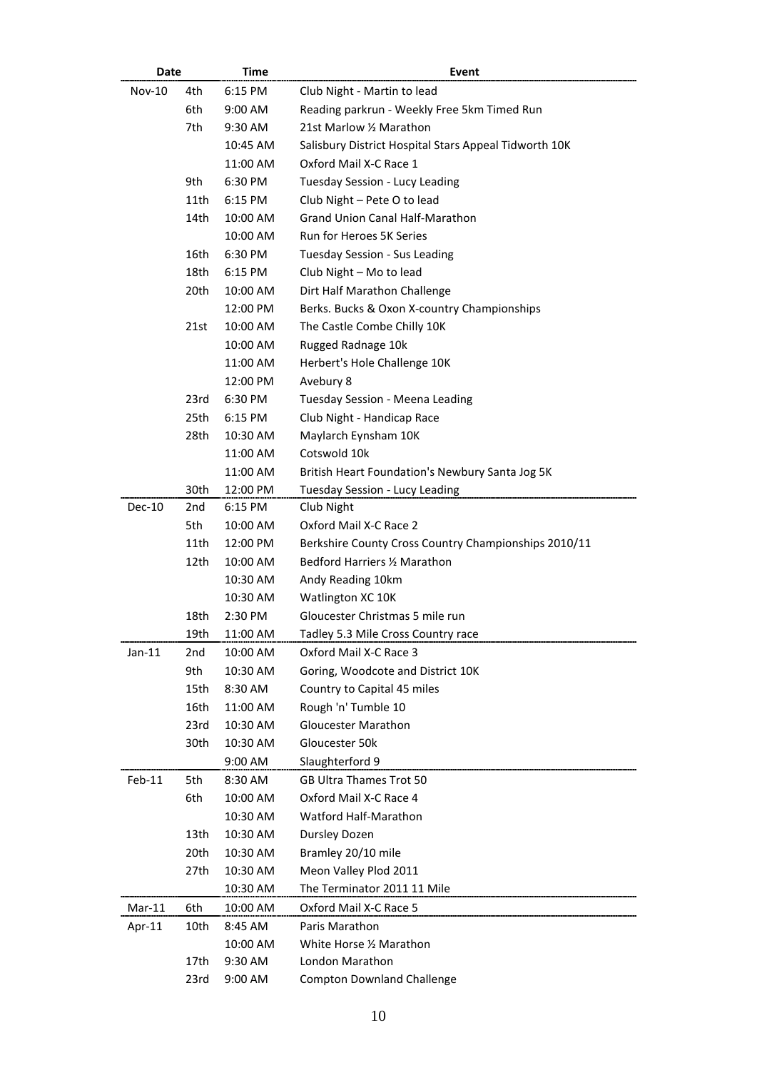| Date | | Time | Event |
|---|---|---|---|
| Nov-10 | 4th | 6:15 PM | Club Night - Martin to lead |
| | 6th | 9:00 AM | Reading parkrun - Weekly Free 5km Timed Run |
| | 7th | 9:30 AM | 21st Marlow ½ Marathon |
| | | 10:45 AM | Salisbury District Hospital Stars Appeal Tidworth 10K |
| | | 11:00 AM | Oxford Mail X-C Race 1 |
| | 9th | 6:30 PM | Tuesday Session - Lucy Leading |
| | 11th | 6:15 PM | Club Night – Pete O to lead |
| | 14th | 10:00 AM | Grand Union Canal Half-Marathon |
| | | 10:00 AM | Run for Heroes 5K Series |
| | 16th | 6:30 PM | Tuesday Session - Sus Leading |
| | 18th | 6:15 PM | Club Night – Mo to lead |
| | 20th | 10:00 AM | Dirt Half Marathon Challenge |
| | | 12:00 PM | Berks. Bucks & Oxon X-country Championships |
| | 21st | 10:00 AM | The Castle Combe Chilly 10K |
| | | 10:00 AM | Rugged Radnage 10k |
| | | 11:00 AM | Herbert's Hole Challenge 10K |
| | | 12:00 PM | Avebury 8 |
| | 23rd | 6:30 PM | Tuesday Session - Meena Leading |
| | 25th | 6:15 PM | Club Night - Handicap Race |
| | 28th | 10:30 AM | Maylarch Eynsham 10K |
| | | 11:00 AM | Cotswold 10k |
| | | 11:00 AM | British Heart Foundation's Newbury Santa Jog 5K |
| | 30th | 12:00 PM | Tuesday Session - Lucy Leading |
| Dec-10 | 2nd | 6:15 PM | Club Night |
| | 5th | 10:00 AM | Oxford Mail X-C Race 2 |
| | 11th | 12:00 PM | Berkshire County Cross Country Championships 2010/11 |
| | 12th | 10:00 AM | Bedford Harriers ½ Marathon |
| | | 10:30 AM | Andy Reading 10km |
| | | 10:30 AM | Watlington XC 10K |
| | 18th | 2:30 PM | Gloucester Christmas 5 mile run |
| | 19th | 11:00 AM | Tadley 5.3 Mile Cross Country race |
| Jan-11 | 2nd | 10:00 AM | Oxford Mail X-C Race 3 |
| | 9th | 10:30 AM | Goring, Woodcote and District 10K |
| | 15th | 8:30 AM | Country to Capital 45 miles |
| | 16th | 11:00 AM | Rough 'n' Tumble 10 |
| | 23rd | 10:30 AM | Gloucester Marathon |
| | 30th | 10:30 AM | Gloucester 50k |
| | | 9:00 AM | Slaughterford 9 |
| Feb-11 | 5th | 8:30 AM | GB Ultra Thames Trot 50 |
| | 6th | 10:00 AM | Oxford Mail X-C Race 4 |
| | | 10:30 AM | Watford Half-Marathon |
| | 13th | 10:30 AM | Dursley Dozen |
| | 20th | 10:30 AM | Bramley 20/10 mile |
| | 27th | 10:30 AM | Meon Valley Plod 2011 |
| | | 10:30 AM | The Terminator 2011 11 Mile |
| Mar-11 | 6th | 10:00 AM | Oxford Mail X-C Race 5 |
| Apr-11 | 10th | 8:45 AM | Paris Marathon |
| | | 10:00 AM | White Horse ½ Marathon |
| | 17th | 9:30 AM | London Marathon |
| | 23rd | 9:00 AM | Compton Downland Challenge |